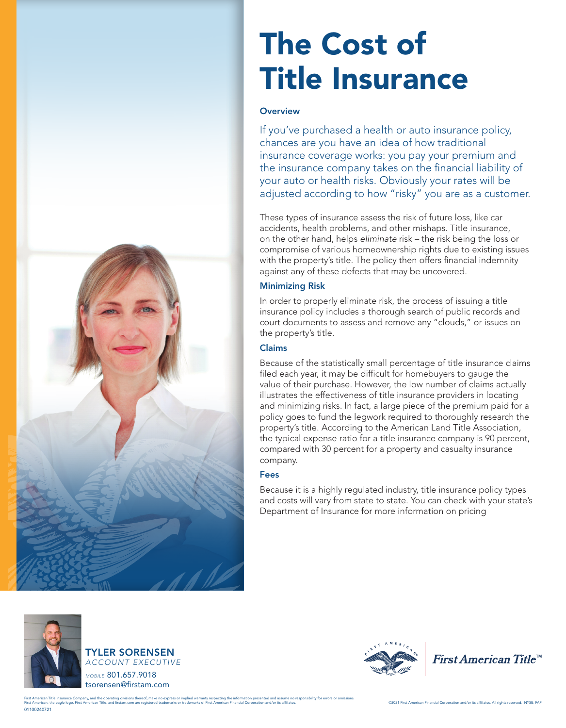# The Cost of Title Insurance

## Overview

If you've purchased a health or auto insurance policy, chances are you have an idea of how traditional insurance coverage works: you pay your premium and the insurance company takes on the financial liability of your auto or health risks. Obviously your rates will be adjusted according to how "risky" you are as a customer.

These types of insurance assess the risk of future loss, like car accidents, health problems, and other mishaps. Title insurance, on the other hand, helps *eliminate* risk – the risk being the loss or compromise of various homeownership rights due to existing issues with the property's title. The policy then offers financial indemnity against any of these defects that may be uncovered.

## Minimizing Risk

In order to properly eliminate risk, the process of issuing a title insurance policy includes a thorough search of public records and court documents to assess and remove any "clouds," or issues on the property's title.

## Claims

Because of the statistically small percentage of title insurance claims filed each year, it may be difficult for homebuyers to gauge the value of their purchase. However, the low number of claims actually illustrates the effectiveness of title insurance providers in locating and minimizing risks. In fact, a large piece of the premium paid for a policy goes to fund the legwork required to thoroughly research the property's title. According to the American Land Title Association, the typical expense ratio for a title insurance company is 90 percent, compared with 30 percent for a property and casualty insurance company.

## Fees

Because it is a highly regulated industry, title insurance policy types and costs will vary from state to state. You can check with your state's Department of Insurance for more information on pricing

**TYLER SORENSEN**
*ACCOUNT EXECUTIVE*
*MOBILE* 801.657.9018
tsorensen@firstam.com

First American Title™

First American Title Insurance Company, and the operating divisions thereof, make no express or implied warranty respecting the information presented and assume no responsibility for errors or omissions. First American, the eagle logo, First American Title, and firstam.com are registered trademarks or trademarks of First American Financial Corporation and/or its affiliates.

©2021 First American Financial Corporation and/or its affiliates. All rights reserved. NYSE: FAF

01100240721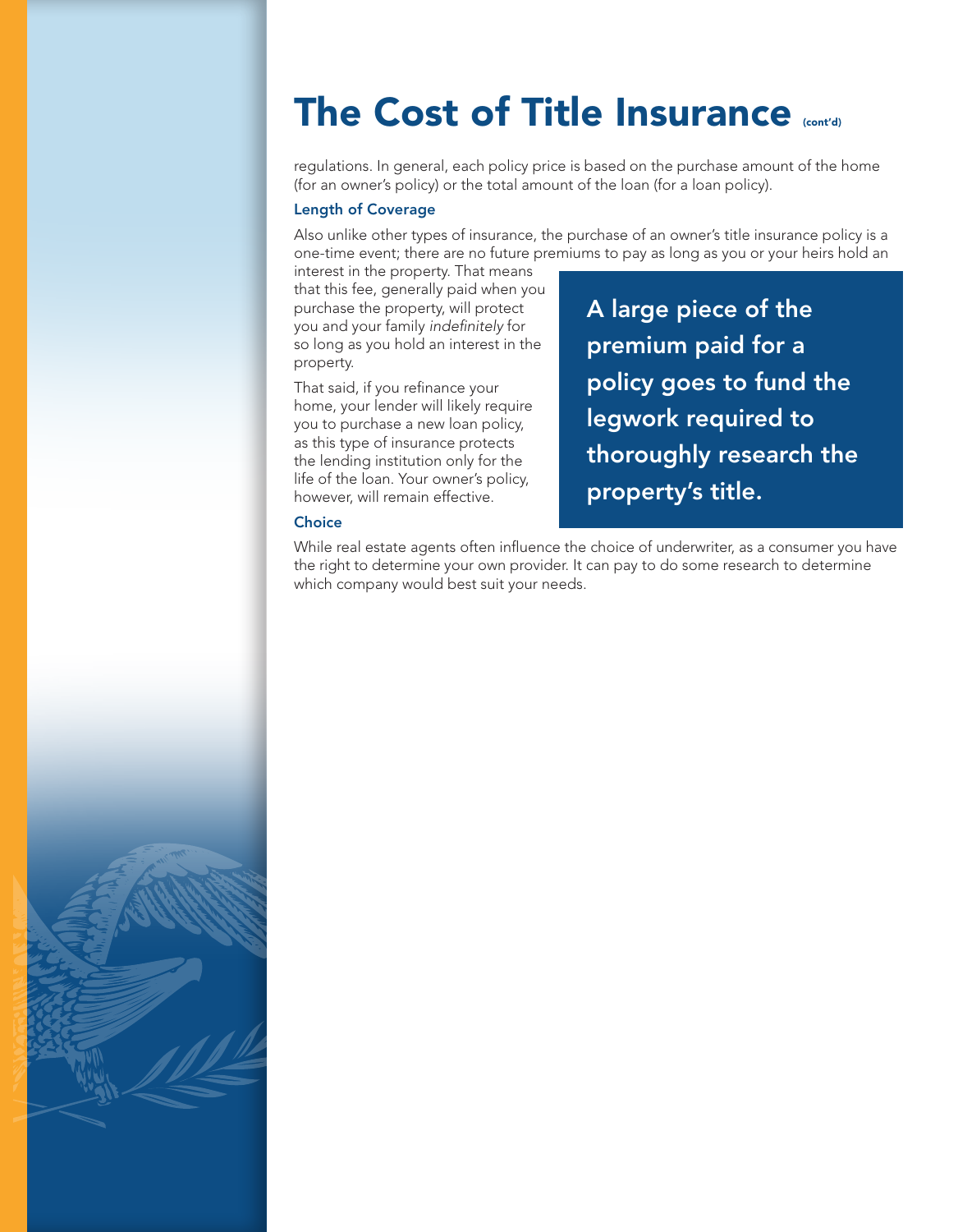# The Cost of Title Insurance (cont'd)

regulations. In general, each policy price is based on the purchase amount of the home (for an owner's policy) or the total amount of the loan (for a loan policy).

### Length of Coverage

Also unlike other types of insurance, the purchase of an owner's title insurance policy is a one-time event; there are no future premiums to pay as long as you or your heirs hold an interest in the property. That means that this fee, generally paid when you purchase the property, will protect you and your family *indefinitely* for so long as you hold an interest in the property.

That said, if you refinance your home, your lender will likely require you to purchase a new loan policy, as this type of insurance protects the lending institution only for the life of the loan. Your owner's policy, however, will remain effective.

**A large piece of the premium paid for a policy goes to fund the legwork required to thoroughly research the property's title.**

### Choice

While real estate agents often influence the choice of underwriter, as a consumer you have the right to determine your own provider. It can pay to do some research to determine which company would best suit your needs.